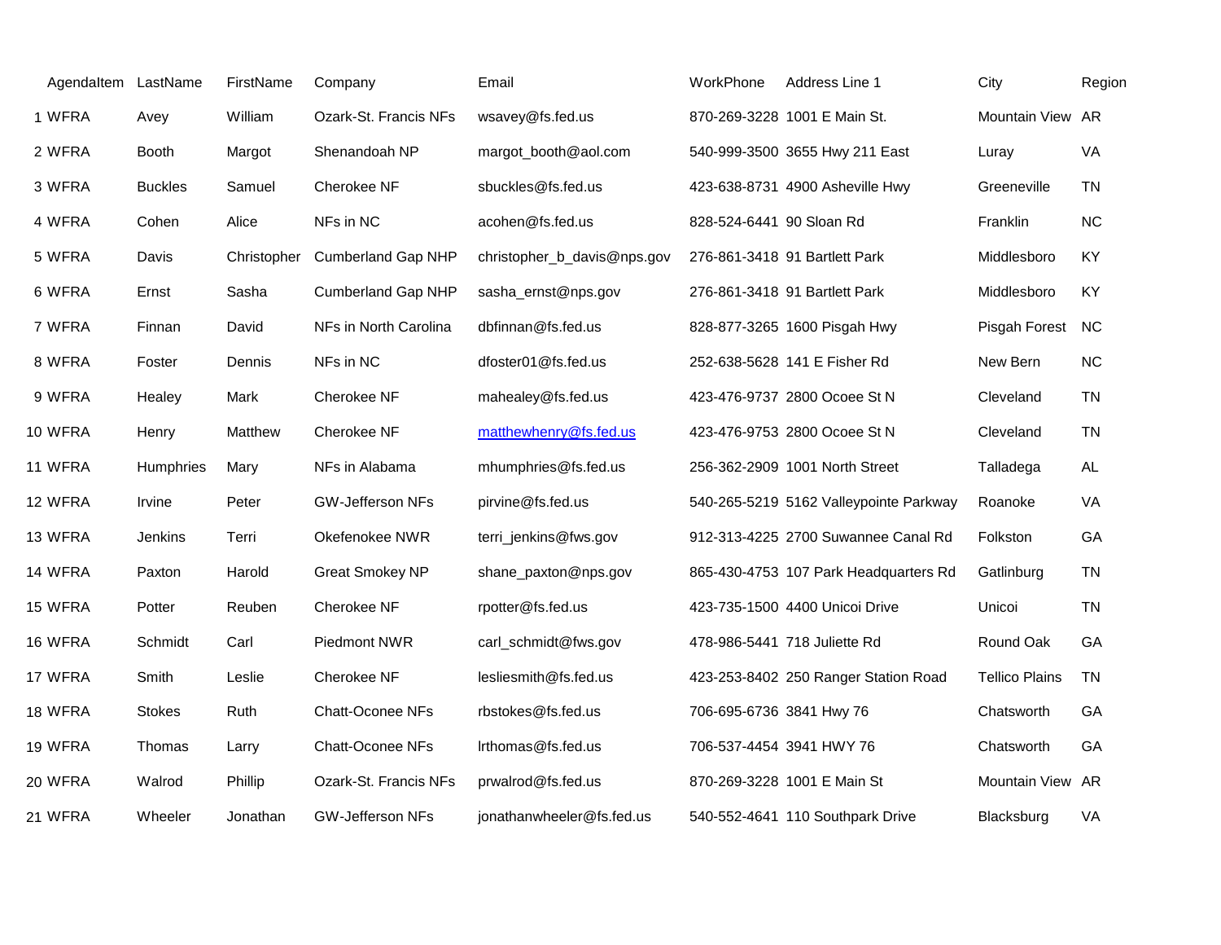| AgendaItem | LastName | FirstName | Company | Email | WorkPhone | Address Line 1 | City | Region |
|---|---|---|---|---|---|---|---|---|
| 1 WFRA | Avey | William | Ozark-St. Francis NFs | wsavey@fs.fed.us | 870-269-3228 | 1001 E Main St. | Mountain View | AR |
| 2 WFRA | Booth | Margot | Shenandoah NP | margot_booth@aol.com | 540-999-3500 | 3655 Hwy 211 East | Luray | VA |
| 3 WFRA | Buckles | Samuel | Cherokee NF | sbuckles@fs.fed.us | 423-638-8731 | 4900 Asheville Hwy | Greeneville | TN |
| 4 WFRA | Cohen | Alice | NFs in NC | acohen@fs.fed.us | 828-524-6441 | 90 Sloan Rd | Franklin | NC |
| 5 WFRA | Davis | Christopher | Cumberland Gap NHP | christopher_b_davis@nps.gov | 276-861-3418 | 91 Bartlett Park | Middlesboro | KY |
| 6 WFRA | Ernst | Sasha | Cumberland Gap NHP | sasha_ernst@nps.gov | 276-861-3418 | 91 Bartlett Park | Middlesboro | KY |
| 7 WFRA | Finnan | David | NFs in North Carolina | dbfinnan@fs.fed.us | 828-877-3265 | 1600 Pisgah Hwy | Pisgah Forest | NC |
| 8 WFRA | Foster | Dennis | NFs in NC | dfoster01@fs.fed.us | 252-638-5628 | 141 E Fisher Rd | New Bern | NC |
| 9 WFRA | Healey | Mark | Cherokee NF | mahealey@fs.fed.us | 423-476-9737 | 2800 Ocoee St N | Cleveland | TN |
| 10 WFRA | Henry | Matthew | Cherokee NF | matthewhenry@fs.fed.us | 423-476-9753 | 2800 Ocoee St N | Cleveland | TN |
| 11 WFRA | Humphries | Mary | NFs in Alabama | mhumphries@fs.fed.us | 256-362-2909 | 1001 North Street | Talladega | AL |
| 12 WFRA | Irvine | Peter | GW-Jefferson NFs | pirvine@fs.fed.us | 540-265-5219 | 5162 Valleypointe Parkway | Roanoke | VA |
| 13 WFRA | Jenkins | Terri | Okefenokee NWR | terri_jenkins@fws.gov | 912-313-4225 | 2700 Suwannee Canal Rd | Folkston | GA |
| 14 WFRA | Paxton | Harold | Great Smokey NP | shane_paxton@nps.gov | 865-430-4753 | 107 Park Headquarters Rd | Gatlinburg | TN |
| 15 WFRA | Potter | Reuben | Cherokee NF | rpotter@fs.fed.us | 423-735-1500 | 4400 Unicoi Drive | Unicoi | TN |
| 16 WFRA | Schmidt | Carl | Piedmont NWR | carl_schmidt@fws.gov | 478-986-5441 | 718 Juliette Rd | Round Oak | GA |
| 17 WFRA | Smith | Leslie | Cherokee NF | lesliesmith@fs.fed.us | 423-253-8402 | 250 Ranger Station Road | Tellico Plains | TN |
| 18 WFRA | Stokes | Ruth | Chatt-Oconee NFs | rbstokes@fs.fed.us | 706-695-6736 | 3841 Hwy 76 | Chatsworth | GA |
| 19 WFRA | Thomas | Larry | Chatt-Oconee NFs | lrthomas@fs.fed.us | 706-537-4454 | 3941 HWY 76 | Chatsworth | GA |
| 20 WFRA | Walrod | Phillip | Ozark-St. Francis NFs | prwalrod@fs.fed.us | 870-269-3228 | 1001 E Main St | Mountain View | AR |
| 21 WFRA | Wheeler | Jonathan | GW-Jefferson NFs | jonathanwheeler@fs.fed.us | 540-552-4641 | 110 Southpark Drive | Blacksburg | VA |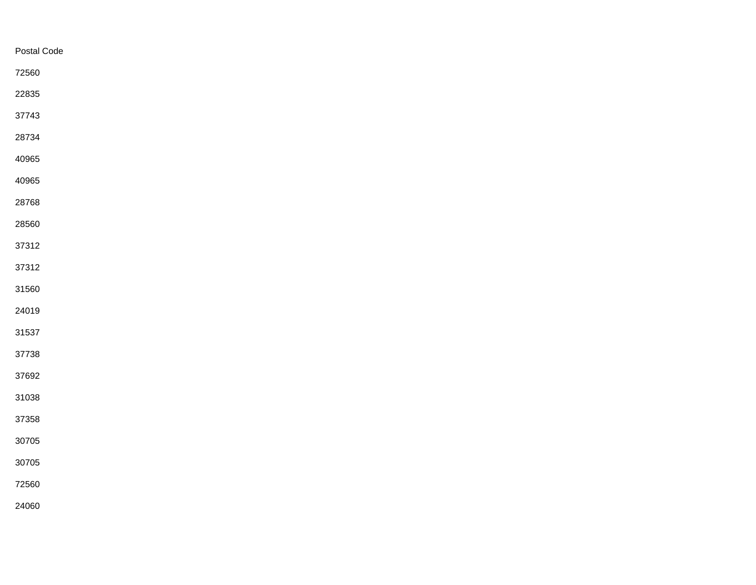| Postal Code |
| --- |
| 72560 |
| 22835 |
| 37743 |
| 28734 |
| 40965 |
| 40965 |
| 28768 |
| 28560 |
| 37312 |
| 37312 |
| 31560 |
| 24019 |
| 31537 |
| 37738 |
| 37692 |
| 31038 |
| 37358 |
| 30705 |
| 30705 |
| 72560 |
| 24060 |